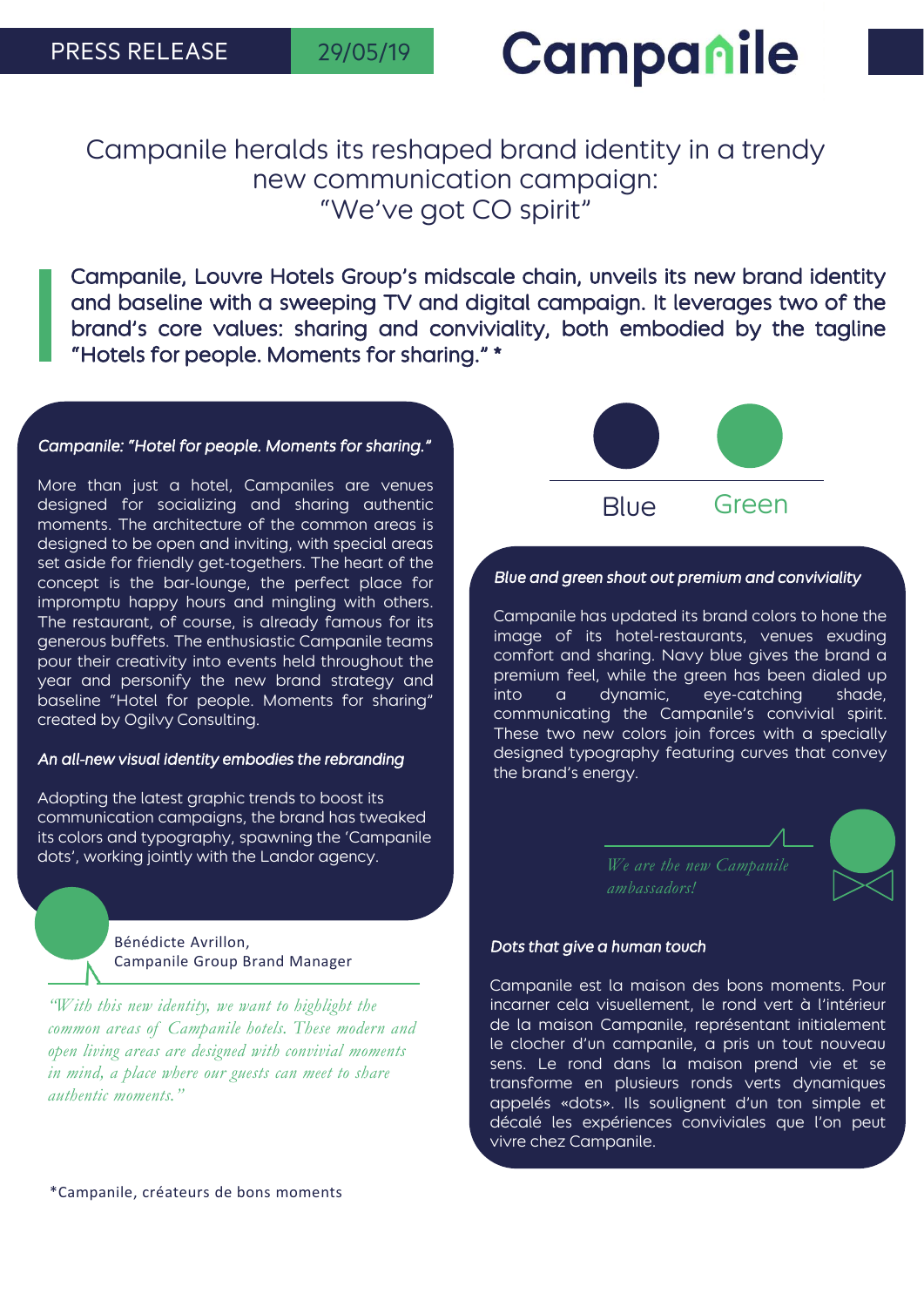PRESS RELEASE 29/05/19

# Campanile heralds its reshaped brand identity in a trendy new communication campaign: “We’ve got CO spirit”

**Campanile, Louvre Hotels Group’s midscale chain, unveils its new brand identity and baseline with a sweeping TV and digital campaign. It leverages two of the brand’s core values: sharing and conviviality, both embodied by the tagline "Hotels for people. Moments for sharing." ***

### *Campanile: "Hotel for people. Moments for sharing."*

More than just a hotel, Campaniles are venues designed for socializing and sharing authentic moments. The architecture of the common areas is designed to be open and inviting, with special areas set aside for friendly get-togethers. The heart of the concept is the bar-lounge, the perfect place for impromptu happy hours and mingling with others. The restaurant, of course, is already famous for its generous buffets. The enthusiastic Campanile teams pour their creativity into events held throughout the year and personify the new brand strategy and baseline “Hotel for people. Moments for sharing” created by Ogilvy Consulting.

### *An all-new visual identity embodies the rebranding*

Adopting the latest graphic trends to boost its communication campaigns, the brand has tweaked its colors and typography, spawning the ‘Campanile dots’, working jointly with the Landor agency.

Bénédicte Avrillon,
Campanile Group Brand Manager

*“With this new identity, we want to highlight the common areas of Campanile hotels. These modern and open living areas are designed with convivial moments in mind, a place where our guests can meet to share authentic moments.”*

Blue Green

### *Blue and green shout out premium and conviviality*

Campanile has updated its brand colors to hone the image of its hotel-restaurants, venues exuding comfort and sharing. Navy blue gives the brand a premium feel, while the green has been dialed up into a dynamic, eye-catching shade, communicating the Campanile’s convivial spirit. These two new colors join forces with a specially designed typography featuring curves that convey the brand’s energy.

*We are the new Campanile ambassadors!*

### *Dots that give a human touch*

Campanile est la maison des bons moments. Pour incarner cela visuellement, le rond vert à l’intérieur de la maison Campanile, représentant initialement le clocher d’un campanile, a pris un tout nouveau sens. Le rond dans la maison prend vie et se transforme en plusieurs ronds verts dynamiques appelés «dots». Ils soulignent d’un ton simple et décalé les expériences conviviales que l’on peut vivre chez Campanile.

*Campanile, créateurs de bons moments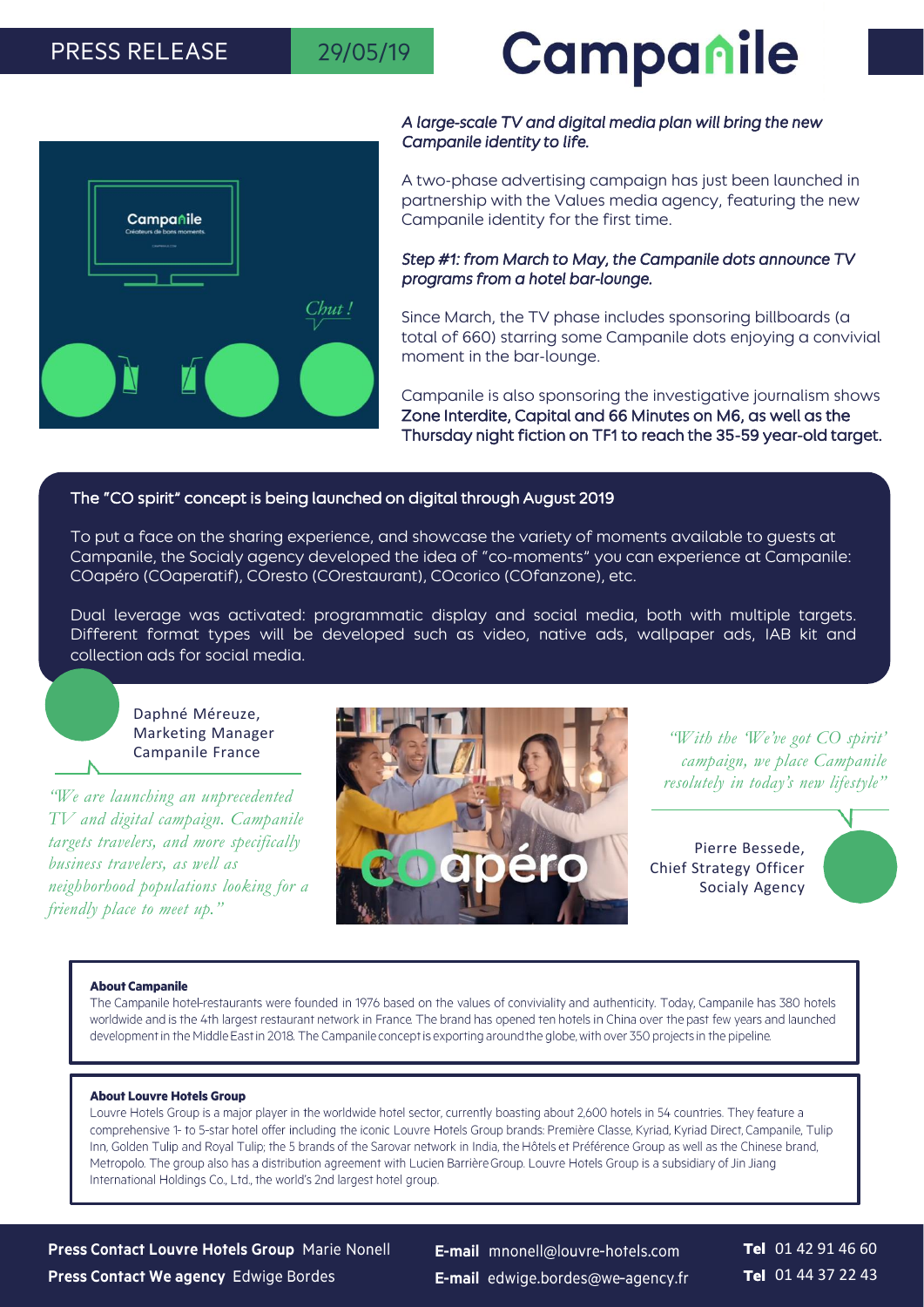PRESS RELEASE 29/05/19

# Campanile

*A large-scale TV and digital media plan will bring the new Campanile identity to life.*

A two-phase advertising campaign has just been launched in partnership with the Values media agency, featuring the new Campanile identity for the first time.

*Step #1: from March to May, the Campanile dots announce TV programs from a hotel bar-lounge.*

Since March, the TV phase includes sponsoring billboards (a total of 660) starring some Campanile dots enjoying a convivial moment in the bar-lounge.

Campanile is also sponsoring the investigative journalism shows **Zone Interdite, Capital and 66 Minutes on M6, as well as the Thursday night fiction on TF1 to reach the 35-59 year-old target.**

## The "CO spirit" concept is being launched on digital through August 2019

To put a face on the sharing experience, and showcase the variety of moments available to guests at Campanile, the Socialy agency developed the idea of "co-moments" you can experience at Campanile: COapéro (COaperatif), COresto (COrestaurant), COcorico (COfanzone), etc.

Dual leverage was activated: programmatic display and social media, both with multiple targets. Different format types will be developed such as video, native ads, wallpaper ads, IAB kit and collection ads for social media.

Daphné Méreuze,
Marketing Manager
Campanile France

*"We are launching an unprecedented TV and digital campaign. Campanile targets travelers, and more specifically business travelers, as well as neighborhood populations looking for a friendly place to meet up."*

*"With the 'We've got CO spirit' campaign, we place Campanile resolutely in today's new lifestyle"*

Pierre Bessede,
Chief Strategy Officer
Socialy Agency

**About Campanile**

The Campanile hotel-restaurants were founded in 1976 based on the values of conviviality and authenticity. Today, Campanile has 380 hotels worldwide and is the 4th largest restaurant network in France. The brand has opened ten hotels in China over the past few years and launched development in the Middle East in 2018. The Campanile concept is exporting around the globe, with over 350 projects in the pipeline.

**About Louvre Hotels Group**

Louvre Hotels Group is a major player in the worldwide hotel sector, currently boasting about 2,600 hotels in 54 countries. They feature a comprehensive 1- to 5-star hotel offer including the iconic Louvre Hotels Group brands: Première Classe, Kyriad, Kyriad Direct, Campanile, Tulip Inn, Golden Tulip and Royal Tulip; the 5 brands of the Sarovar network in India, the Hôtels et Préférence Group as well as the Chinese brand, Metropolo. The group also has a distribution agreement with Lucien Barrière Group. Louvre Hotels Group is a subsidiary of Jin Jiang International Holdings Co., Ltd., the world's 2nd largest hotel group.

**Press Contact Louvre Hotels Group** Marie Nonell **E-mail** mnonell@louvre-hotels.com **Tel** 01 42 91 46 60
**Press Contact We agency** Edwige Bordes **E-mail** edwige.bordes@we-agency.fr **Tel** 01 44 37 22 43